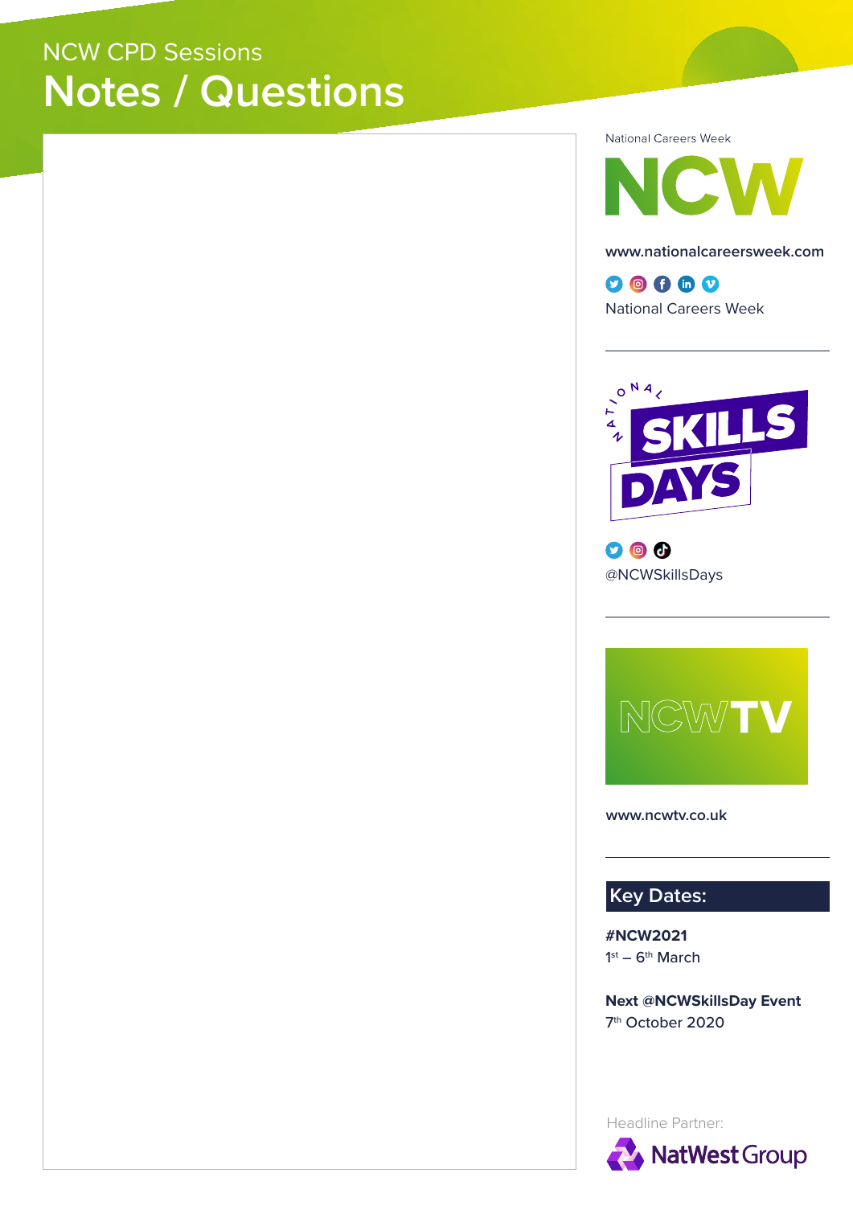NCW CPD Sessions

# Notes / Questions

National Careers Week

NCW

**www.nationalcareersweek.com**

National Careers Week

NATIONAL SKILLS DAYS

@NCWSkillsDays

NCWTV

**www.ncwtv.co.uk**

## Key Dates:

**#NCW2021**
1st – 6th March

**Next @NCWSkillsDay Event**
7th October 2020

Headline Partner:

NatWest Group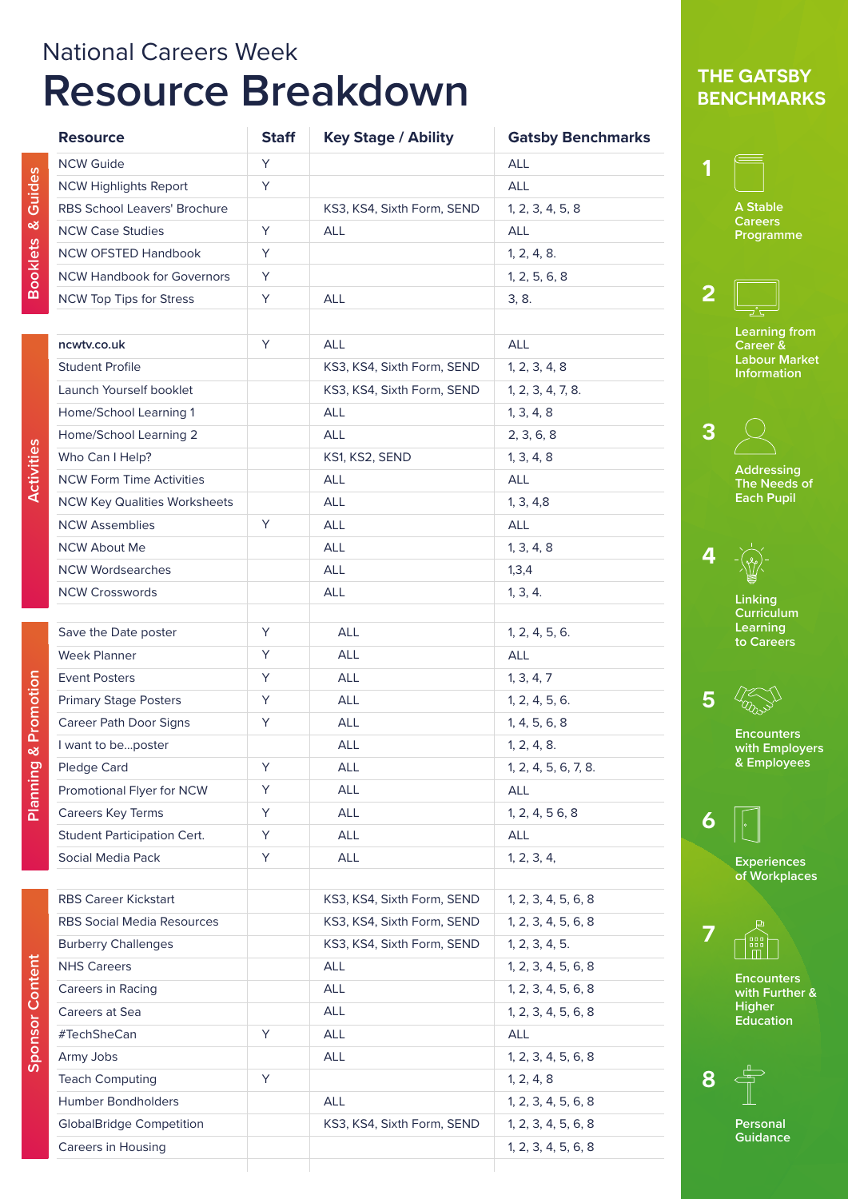National Careers Week

# Resource Breakdown

| | Resource | Staff | Key Stage / Ability | Gatsby Benchmarks |
|---|---|---|---|---|
| Booklets & Guides | NCW Guide | Y | | ALL |
| | NCW Highlights Report | Y | | ALL |
| | RBS School Leavers' Brochure | | KS3, KS4, Sixth Form, SEND | 1, 2, 3, 4, 5, 8 |
| | NCW Case Studies | Y | ALL | ALL |
| | NCW OFSTED Handbook | Y | | 1, 2, 4, 8. |
| | NCW Handbook for Governors | Y | | 1, 2, 5, 6, 8 |
| | NCW Top Tips for Stress | Y | ALL | 3, 8. |
| Activities | ncwtv.co.uk | Y | ALL | ALL |
| | Student Profile | | KS3, KS4, Sixth Form, SEND | 1, 2, 3, 4, 8 |
| | Launch Yourself booklet | | KS3, KS4, Sixth Form, SEND | 1, 2, 3, 4, 7, 8. |
| | Home/School Learning 1 | | ALL | 1, 3, 4, 8 |
| | Home/School Learning 2 | | ALL | 2, 3, 6, 8 |
| | Who Can I Help? | | KS1, KS2, SEND | 1, 3, 4, 8 |
| | NCW Form Time Activities | | ALL | ALL |
| | NCW Key Qualities Worksheets | | ALL | 1, 3, 4,8 |
| | NCW Assemblies | Y | ALL | ALL |
| | NCW About Me | | ALL | 1, 3, 4, 8 |
| | NCW Wordsearches | | ALL | 1,3,4 |
| | NCW Crosswords | | ALL | 1, 3, 4. |
| Planning & Promotion | Save the Date poster | Y | ALL | 1, 2, 4, 5, 6. |
| | Week Planner | Y | ALL | ALL |
| | Event Posters | Y | ALL | 1, 3, 4, 7 |
| | Primary Stage Posters | Y | ALL | 1, 2, 4, 5, 6. |
| | Career Path Door Signs | Y | ALL | 1, 4, 5, 6, 8 |
| | I want to be...poster | | ALL | 1, 2, 4, 8. |
| | Pledge Card | Y | ALL | 1, 2, 4, 5, 6, 7, 8. |
| | Promotional Flyer for NCW | Y | ALL | ALL |
| | Careers Key Terms | Y | ALL | 1, 2, 4, 5 6, 8 |
| | Student Participation Cert. | Y | ALL | ALL |
| | Social Media Pack | Y | ALL | 1, 2, 3, 4, |
| Sponsor Content | RBS Career Kickstart | | KS3, KS4, Sixth Form, SEND | 1, 2, 3, 4, 5, 6, 8 |
| | RBS Social Media Resources | | KS3, KS4, Sixth Form, SEND | 1, 2, 3, 4, 5, 6, 8 |
| | Burberry Challenges | | KS3, KS4, Sixth Form, SEND | 1, 2, 3, 4, 5. |
| | NHS Careers | | ALL | 1, 2, 3, 4, 5, 6, 8 |
| | Careers in Racing | | ALL | 1, 2, 3, 4, 5, 6, 8 |
| | Careers at Sea | | ALL | 1, 2, 3, 4, 5, 6, 8 |
| | #TechSheCan | Y | ALL | ALL |
| | Army Jobs | | ALL | 1, 2, 3, 4, 5, 6, 8 |
| | Teach Computing | Y | | 1, 2, 4, 8 |
| | Humber Bondholders | | ALL | 1, 2, 3, 4, 5, 6, 8 |
| | GlobalBridge Competition | | KS3, KS4, Sixth Form, SEND | 1, 2, 3, 4, 5, 6, 8 |
| | Careers in Housing | | | 1, 2, 3, 4, 5, 6, 8 |

## THE GATSBY BENCHMARKS

1. A Stable Careers Programme
2. Learning from Career & Labour Market Information
3. Addressing The Needs of Each Pupil
4. Linking Curriculum Learning to Careers
5. Encounters with Employers & Employees
6. Experiences of Workplaces
7. Encounters with Further & Higher Education
8. Personal Guidance